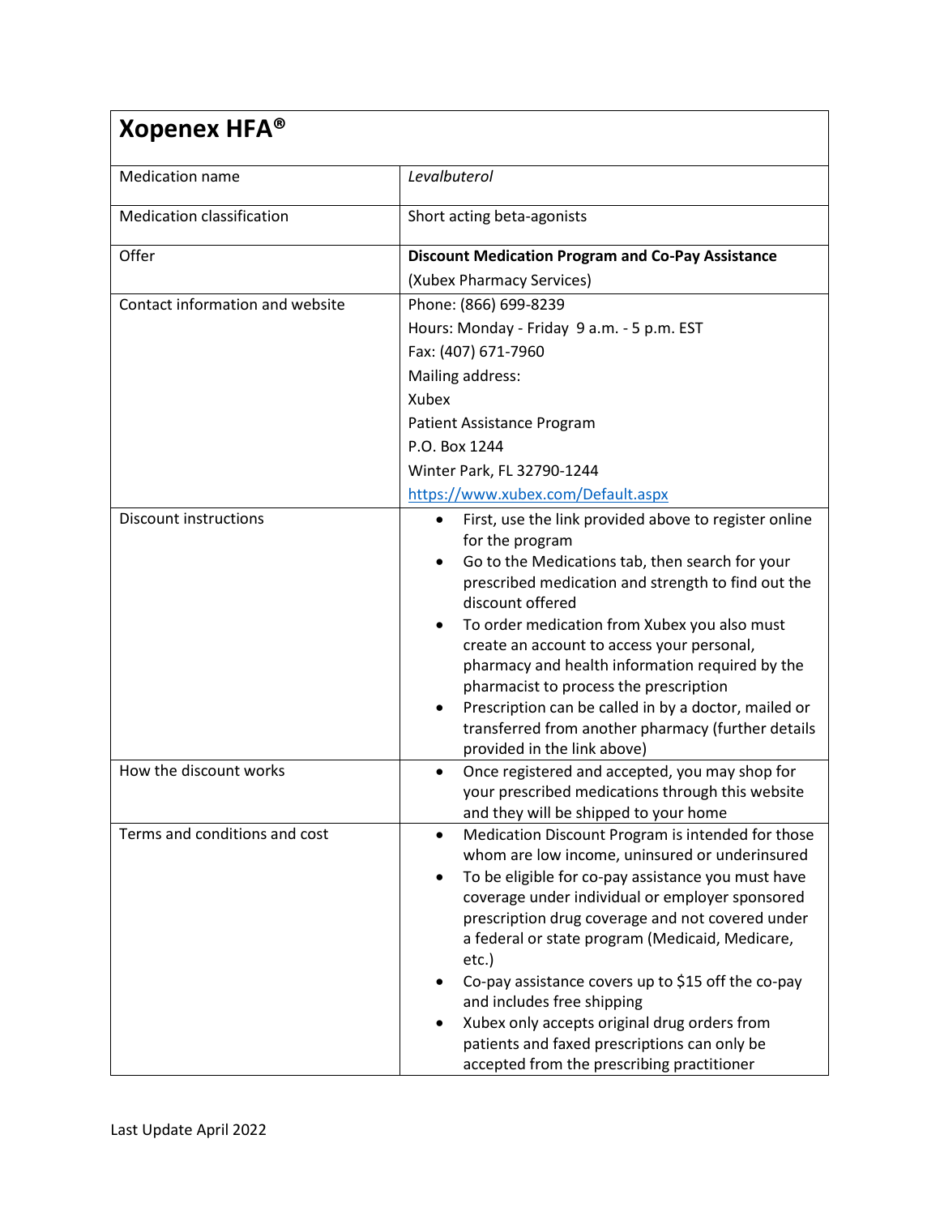# Xopenex HFA®

| | |
|---|---|
| Medication name | *Levalbuterol* |
| Medication classification | Short acting beta-agonists |
| Offer | **Discount Medication Program and Co-Pay Assistance** (Xubex Pharmacy Services) |
| Contact information and website | Phone: (866) 699-8239<br>Hours: Monday - Friday 9 a.m. - 5 p.m. EST<br>Fax: (407) 671-7960<br>Mailing address:<br>Xubex<br>Patient Assistance Program<br>P.O. Box 1244<br>Winter Park, FL 32790-1244<br>https://www.xubex.com/Default.aspx |
| Discount instructions | • First, use the link provided above to register online for the program<br>• Go to the Medications tab, then search for your prescribed medication and strength to find out the discount offered<br>• To order medication from Xubex you also must create an account to access your personal, pharmacy and health information required by the pharmacist to process the prescription<br>• Prescription can be called in by a doctor, mailed or transferred from another pharmacy (further details provided in the link above) |
| How the discount works | • Once registered and accepted, you may shop for your prescribed medications through this website and they will be shipped to your home |
| Terms and conditions and cost | • Medication Discount Program is intended for those whom are low income, uninsured or underinsured<br>• To be eligible for co-pay assistance you must have coverage under individual or employer sponsored prescription drug coverage and not covered under a federal or state program (Medicaid, Medicare, etc.)<br>• Co-pay assistance covers up to $15 off the co-pay and includes free shipping<br>• Xubex only accepts original drug orders from patients and faxed prescriptions can only be accepted from the prescribing practitioner |

Last Update April 2022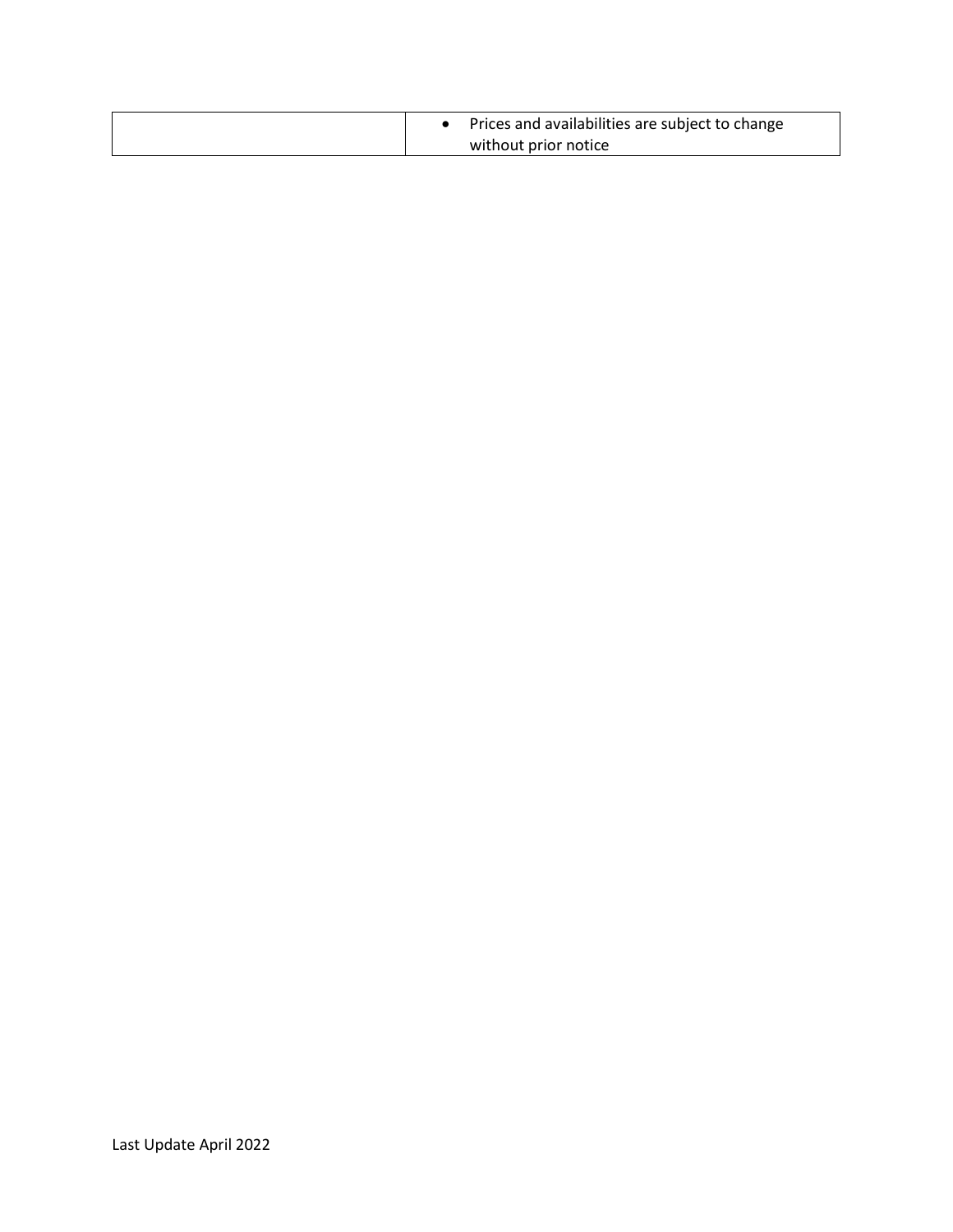| | |
|---|---|
| | • Prices and availabilities are subject to change without prior notice |

Last Update April 2022